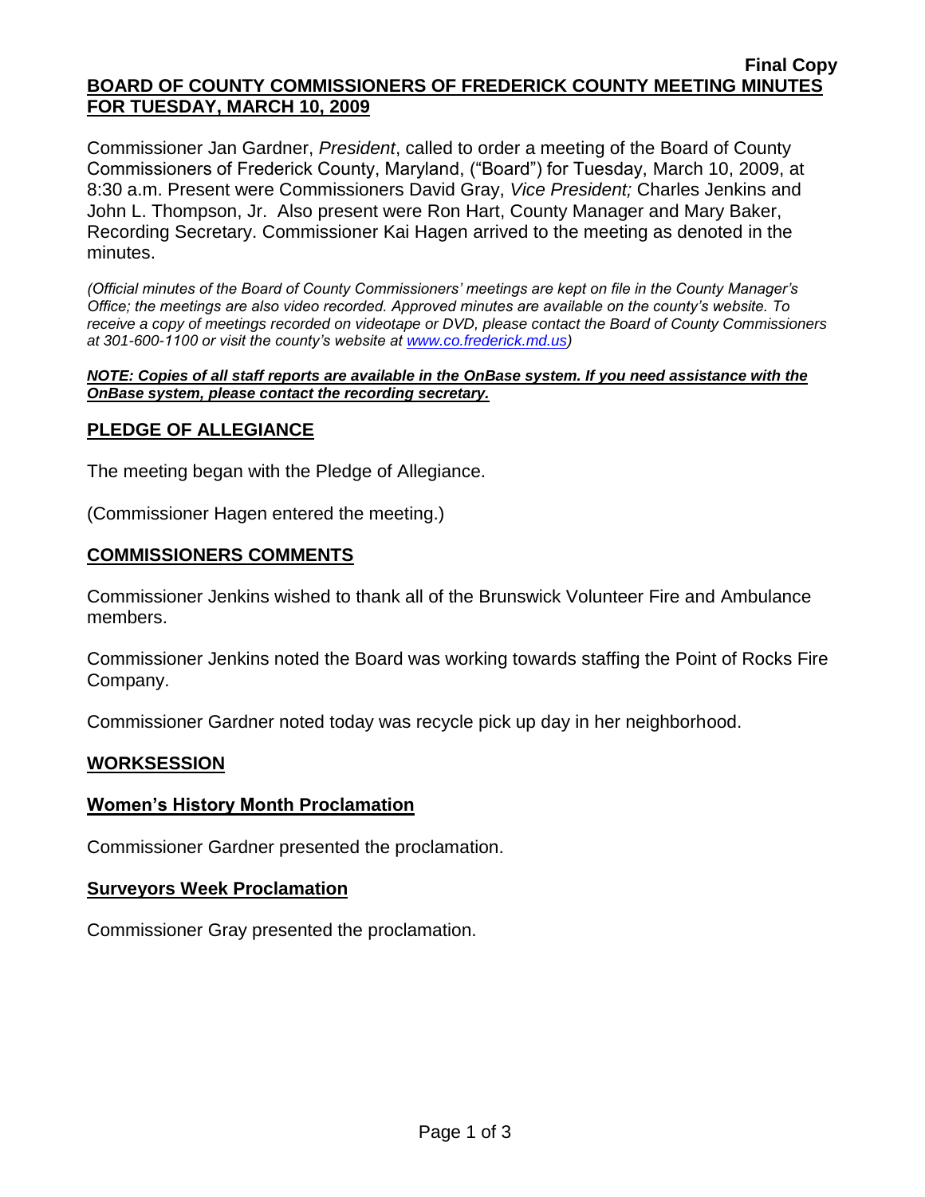**Final Copy**

**BOARD OF COUNTY COMMISSIONERS OF FREDERICK COUNTY MEETING MINUTES FOR TUESDAY, MARCH 10, 2009**

Commissioner Jan Gardner, *President*, called to order a meeting of the Board of County Commissioners of Frederick County, Maryland, ("Board") for Tuesday, March 10, 2009, at 8:30 a.m. Present were Commissioners David Gray, *Vice President;* Charles Jenkins and John L. Thompson, Jr. Also present were Ron Hart, County Manager and Mary Baker, Recording Secretary. Commissioner Kai Hagen arrived to the meeting as denoted in the minutes.

*(Official minutes of the Board of County Commissioners' meetings are kept on file in the County Manager's Office; the meetings are also video recorded. Approved minutes are available on the county's website. To receive a copy of meetings recorded on videotape or DVD, please contact the Board of County Commissioners at 301-600-1100 or visit the county's website at [www.co.frederick.md.us](www.co.frederick.md.us))*

***NOTE: Copies of all staff reports are available in the OnBase system. If you need assistance with the OnBase system, please contact the recording secretary.***

## PLEDGE OF ALLEGIANCE

The meeting began with the Pledge of Allegiance.

(Commissioner Hagen entered the meeting.)

## COMMISSIONERS COMMENTS

Commissioner Jenkins wished to thank all of the Brunswick Volunteer Fire and Ambulance members.

Commissioner Jenkins noted the Board was working towards staffing the Point of Rocks Fire Company.

Commissioner Gardner noted today was recycle pick up day in her neighborhood.

## WORKSESSION

### Women's History Month Proclamation

Commissioner Gardner presented the proclamation.

### Surveyors Week Proclamation

Commissioner Gray presented the proclamation.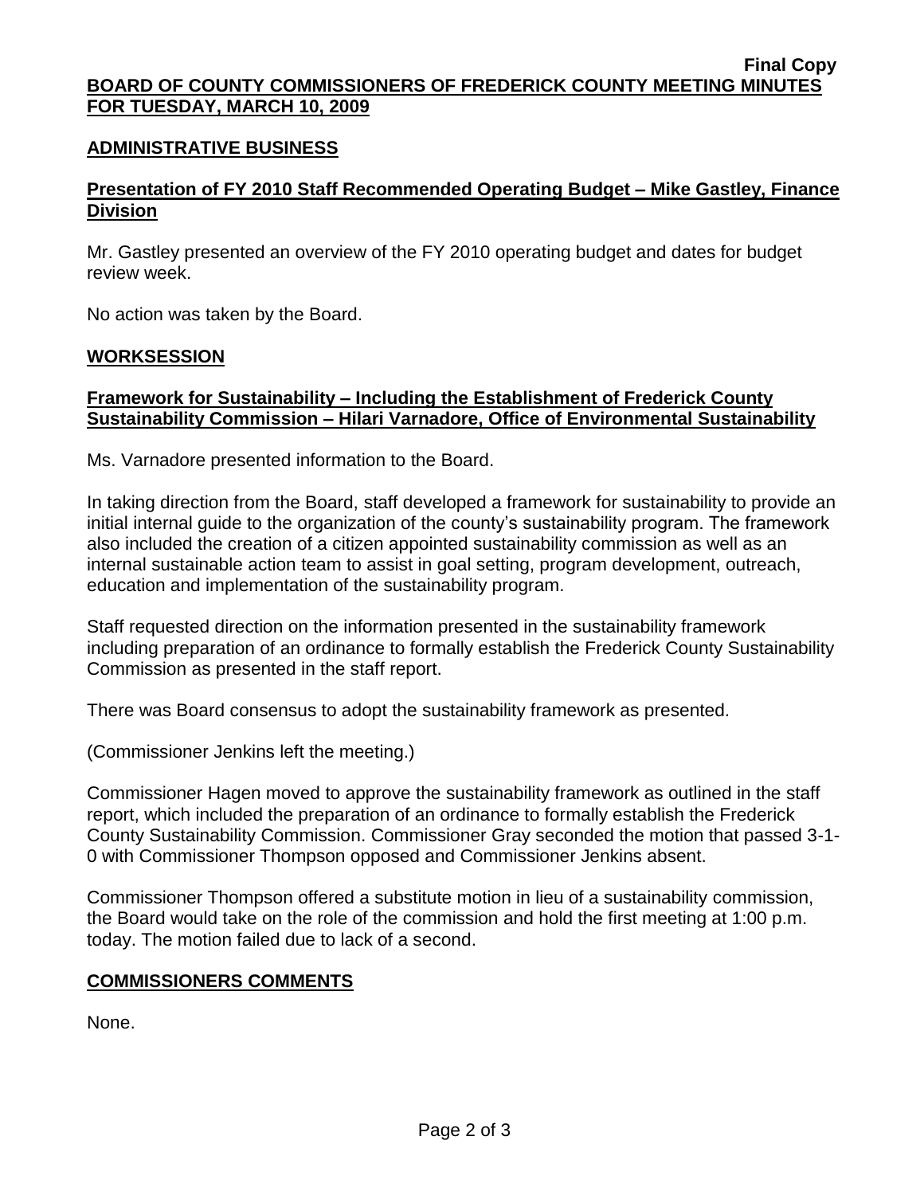**Final Copy**

**BOARD OF COUNTY COMMISSIONERS OF FREDERICK COUNTY MEETING MINUTES FOR TUESDAY, MARCH 10, 2009**

## ADMINISTRATIVE BUSINESS

### Presentation of FY 2010 Staff Recommended Operating Budget – Mike Gastley, Finance Division

Mr. Gastley presented an overview of the FY 2010 operating budget and dates for budget review week.

No action was taken by the Board.

## WORKSESSION

### Framework for Sustainability – Including the Establishment of Frederick County Sustainability Commission – Hilari Varnadore, Office of Environmental Sustainability

Ms. Varnadore presented information to the Board.

In taking direction from the Board, staff developed a framework for sustainability to provide an initial internal guide to the organization of the county's sustainability program. The framework also included the creation of a citizen appointed sustainability commission as well as an internal sustainable action team to assist in goal setting, program development, outreach, education and implementation of the sustainability program.

Staff requested direction on the information presented in the sustainability framework including preparation of an ordinance to formally establish the Frederick County Sustainability Commission as presented in the staff report.

There was Board consensus to adopt the sustainability framework as presented.

(Commissioner Jenkins left the meeting.)

Commissioner Hagen moved to approve the sustainability framework as outlined in the staff report, which included the preparation of an ordinance to formally establish the Frederick County Sustainability Commission. Commissioner Gray seconded the motion that passed 3-1-0 with Commissioner Thompson opposed and Commissioner Jenkins absent.

Commissioner Thompson offered a substitute motion in lieu of a sustainability commission, the Board would take on the role of the commission and hold the first meeting at 1:00 p.m. today. The motion failed due to lack of a second.

## COMMISSIONERS COMMENTS

None.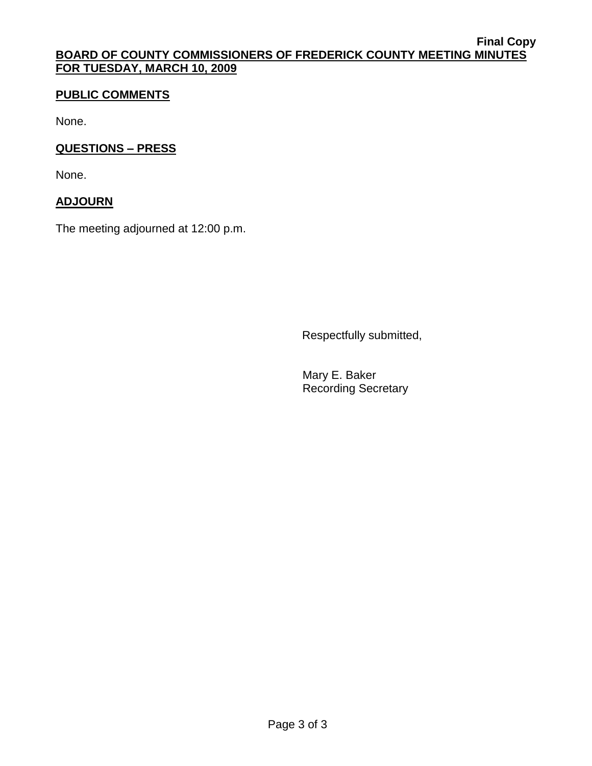**PUBLIC COMMENTS**

None.

**QUESTIONS – PRESS**

None.

**ADJOURN**

The meeting adjourned at 12:00 p.m.

Respectfully submitted,

Mary E. Baker
Recording Secretary